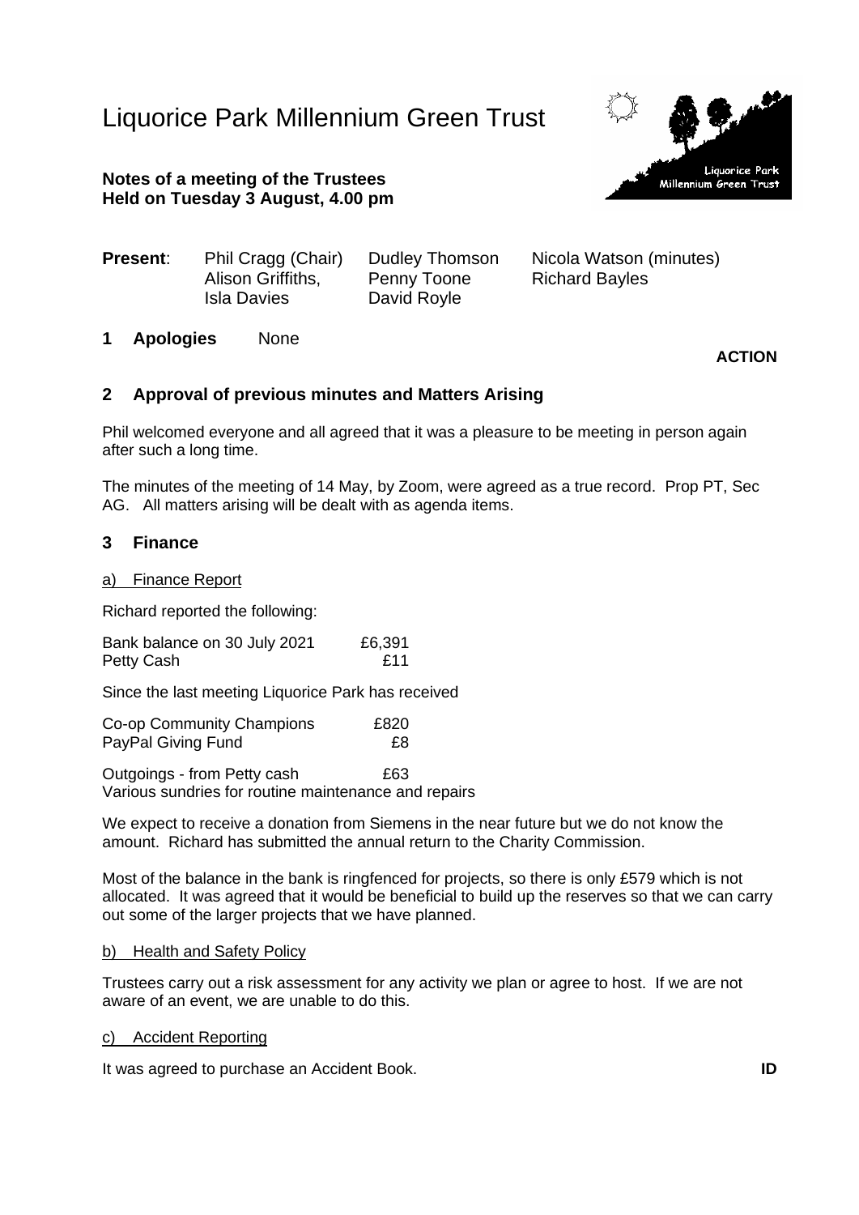# Liquorice Park Millennium Green Trust

**Notes of a meeting of the Trustees**
**Held on Tuesday 3 August, 4.00 pm**

| **Present**: | Phil Cragg (Chair) | Dudley Thomson | Nicola Watson (minutes) |
|---|---|---|---|
| | Alison Griffiths, | Penny Toone | Richard Bayles |
| | Isla Davies | David Royle | |

**1 Apologies** None

**ACTION**

## 2 Approval of previous minutes and Matters Arising

Phil welcomed everyone and all agreed that it was a pleasure to be meeting in person again after such a long time.

The minutes of the meeting of 14 May, by Zoom, were agreed as a true record. Prop PT, Sec AG. All matters arising will be dealt with as agenda items.

## 3 Finance

### a) Finance Report

Richard reported the following:

| | |
|---|---|
| Bank balance on 30 July 2021 | £6,391 |
| Petty Cash | £11 |

Since the last meeting Liquorice Park has received

| | |
|---|---|
| Co-op Community Champions | £820 |
| PayPal Giving Fund | £8 |

Outgoings - from Petty cash £63
Various sundries for routine maintenance and repairs

We expect to receive a donation from Siemens in the near future but we do not know the amount. Richard has submitted the annual return to the Charity Commission.

Most of the balance in the bank is ringfenced for projects, so there is only £579 which is not allocated. It was agreed that it would be beneficial to build up the reserves so that we can carry out some of the larger projects that we have planned.

### b) Health and Safety Policy

Trustees carry out a risk assessment for any activity we plan or agree to host. If we are not aware of an event, we are unable to do this.

### c) Accident Reporting

It was agreed to purchase an Accident Book. **ID**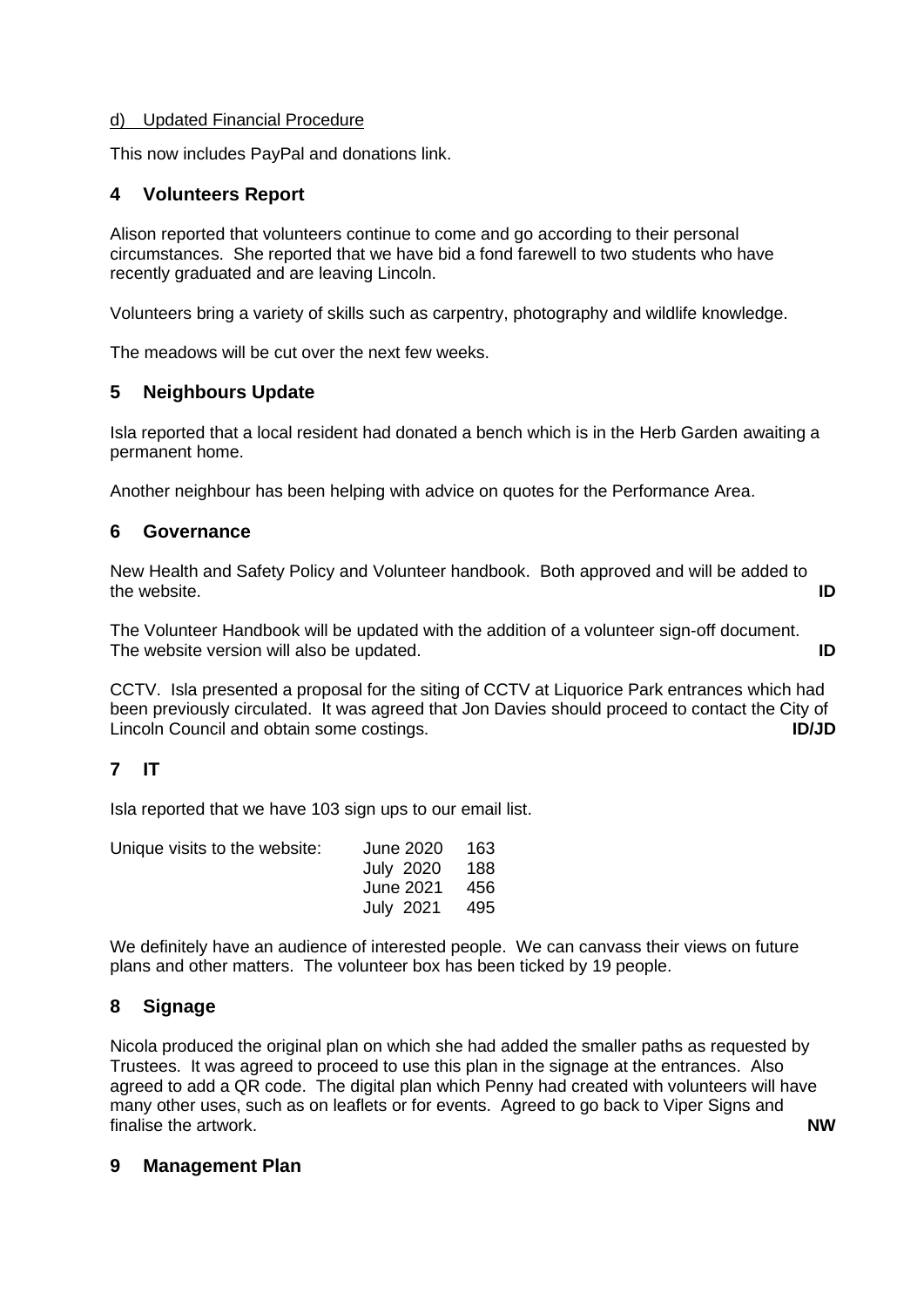d) Updated Financial Procedure

This now includes PayPal and donations link.

## 4 Volunteers Report

Alison reported that volunteers continue to come and go according to their personal circumstances. She reported that we have bid a fond farewell to two students who have recently graduated and are leaving Lincoln.

Volunteers bring a variety of skills such as carpentry, photography and wildlife knowledge.

The meadows will be cut over the next few weeks.

## 5 Neighbours Update

Isla reported that a local resident had donated a bench which is in the Herb Garden awaiting a permanent home.

Another neighbour has been helping with advice on quotes for the Performance Area.

## 6 Governance

New Health and Safety Policy and Volunteer handbook. Both approved and will be added to the website. **ID**

The Volunteer Handbook will be updated with the addition of a volunteer sign-off document. The website version will also be updated. **ID**

CCTV. Isla presented a proposal for the siting of CCTV at Liquorice Park entrances which had been previously circulated. It was agreed that Jon Davies should proceed to contact the City of Lincoln Council and obtain some costings. **ID/JD**

## 7 IT

Isla reported that we have 103 sign ups to our email list.

| Unique visits to the website: | June 2020 | 163 |
|---|---|---|
| | July 2020 | 188 |
| | June 2021 | 456 |
| | July 2021 | 495 |

We definitely have an audience of interested people. We can canvass their views on future plans and other matters. The volunteer box has been ticked by 19 people.

## 8 Signage

Nicola produced the original plan on which she had added the smaller paths as requested by Trustees. It was agreed to proceed to use this plan in the signage at the entrances. Also agreed to add a QR code. The digital plan which Penny had created with volunteers will have many other uses, such as on leaflets or for events. Agreed to go back to Viper Signs and finalise the artwork. **NW**

## 9 Management Plan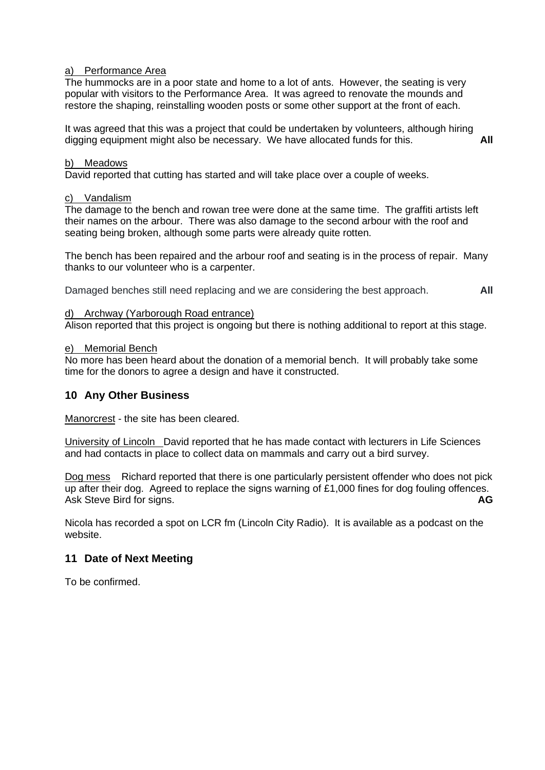a) Performance Area

The hummocks are in a poor state and home to a lot of ants. However, the seating is very popular with visitors to the Performance Area. It was agreed to renovate the mounds and restore the shaping, reinstalling wooden posts or some other support at the front of each.

It was agreed that this was a project that could be undertaken by volunteers, although hiring digging equipment might also be necessary. We have allocated funds for this. **All**

b) Meadows

David reported that cutting has started and will take place over a couple of weeks.

c) Vandalism

The damage to the bench and rowan tree were done at the same time. The graffiti artists left their names on the arbour. There was also damage to the second arbour with the roof and seating being broken, although some parts were already quite rotten.

The bench has been repaired and the arbour roof and seating is in the process of repair. Many thanks to our volunteer who is a carpenter.

Damaged benches still need replacing and we are considering the best approach. **All**

d) Archway (Yarborough Road entrance)

Alison reported that this project is ongoing but there is nothing additional to report at this stage.

e) Memorial Bench

No more has been heard about the donation of a memorial bench. It will probably take some time for the donors to agree a design and have it constructed.

## 10 Any Other Business

Manorcrest - the site has been cleared.

University of Lincoln David reported that he has made contact with lecturers in Life Sciences and had contacts in place to collect data on mammals and carry out a bird survey.

Dog mess Richard reported that there is one particularly persistent offender who does not pick up after their dog. Agreed to replace the signs warning of £1,000 fines for dog fouling offences. Ask Steve Bird for signs. **AG**

Nicola has recorded a spot on LCR fm (Lincoln City Radio). It is available as a podcast on the website.

## 11 Date of Next Meeting

To be confirmed.